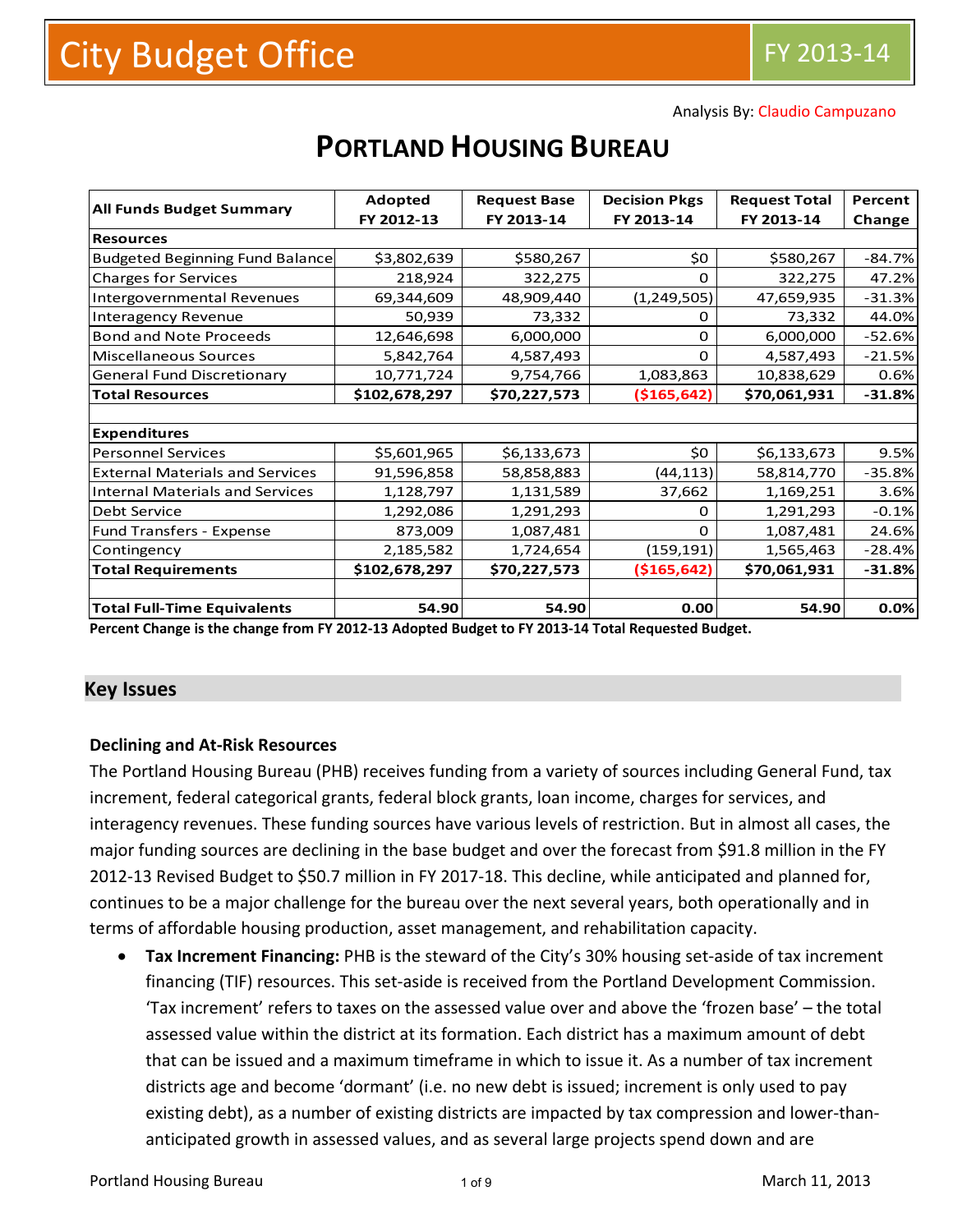# City Budget Office

FY 2013-14

Analysis By: Claudio Campuzano

# PORTLAND HOUSING BUREAU

| All Funds Budget Summary | Adopted FY 2012-13 | Request Base FY 2013-14 | Decision Pkgs FY 2013-14 | Request Total FY 2013-14 | Percent Change |
|---|---|---|---|---|---|
| **Resources** | | | | | |
| Budgeted Beginning Fund Balance | $3,802,639 | $580,267 | $0 | $580,267 | -84.7% |
| Charges for Services | 218,924 | 322,275 | 0 | 322,275 | 47.2% |
| Intergovernmental Revenues | 69,344,609 | 48,909,440 | (1,249,505) | 47,659,935 | -31.3% |
| Interagency Revenue | 50,939 | 73,332 | 0 | 73,332 | 44.0% |
| Bond and Note Proceeds | 12,646,698 | 6,000,000 | 0 | 6,000,000 | -52.6% |
| Miscellaneous Sources | 5,842,764 | 4,587,493 | 0 | 4,587,493 | -21.5% |
| General Fund Discretionary | 10,771,724 | 9,754,766 | 1,083,863 | 10,838,629 | 0.6% |
| **Total Resources** | **$102,678,297** | **$70,227,573** | **($165,642)** | **$70,061,931** | **-31.8%** |
| | | | | | |
| **Expenditures** | | | | | |
| Personnel Services | $5,601,965 | $6,133,673 | $0 | $6,133,673 | 9.5% |
| External Materials and Services | 91,596,858 | 58,858,883 | (44,113) | 58,814,770 | -35.8% |
| Internal Materials and Services | 1,128,797 | 1,131,589 | 37,662 | 1,169,251 | 3.6% |
| Debt Service | 1,292,086 | 1,291,293 | 0 | 1,291,293 | -0.1% |
| Fund Transfers - Expense | 873,009 | 1,087,481 | 0 | 1,087,481 | 24.6% |
| Contingency | 2,185,582 | 1,724,654 | (159,191) | 1,565,463 | -28.4% |
| **Total Requirements** | **$102,678,297** | **$70,227,573** | **($165,642)** | **$70,061,931** | **-31.8%** |
| | | | | | |
| **Total Full-Time Equivalents** | **54.90** | **54.90** | **0.00** | **54.90** | **0.0%** |

**Percent Change is the change from FY 2012-13 Adopted Budget to FY 2013-14 Total Requested Budget.**

## Key Issues

### Declining and At-Risk Resources

The Portland Housing Bureau (PHB) receives funding from a variety of sources including General Fund, tax increment, federal categorical grants, federal block grants, loan income, charges for services, and interagency revenues. These funding sources have various levels of restriction. But in almost all cases, the major funding sources are declining in the base budget and over the forecast from $91.8 million in the FY 2012-13 Revised Budget to $50.7 million in FY 2017-18. This decline, while anticipated and planned for, continues to be a major challenge for the bureau over the next several years, both operationally and in terms of affordable housing production, asset management, and rehabilitation capacity.

- **Tax Increment Financing:** PHB is the steward of the City's 30% housing set-aside of tax increment financing (TIF) resources. This set-aside is received from the Portland Development Commission. 'Tax increment' refers to taxes on the assessed value over and above the 'frozen base' – the total assessed value within the district at its formation. Each district has a maximum amount of debt that can be issued and a maximum timeframe in which to issue it. As a number of tax increment districts age and become 'dormant' (i.e. no new debt is issued; increment is only used to pay existing debt), as a number of existing districts are impacted by tax compression and lower-than-anticipated growth in assessed values, and as several large projects spend down and are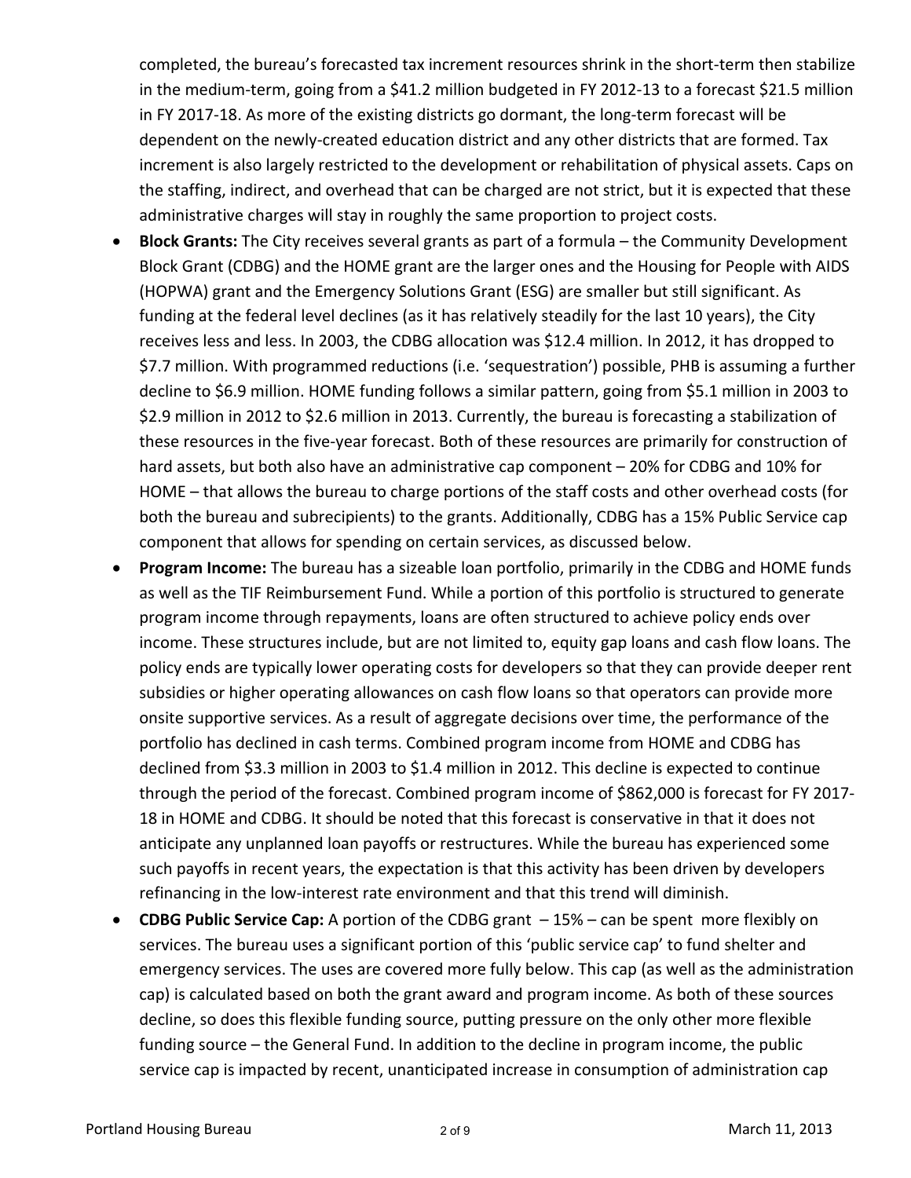completed, the bureau's forecasted tax increment resources shrink in the short-term then stabilize in the medium-term, going from a $41.2 million budgeted in FY 2012-13 to a forecast $21.5 million in FY 2017-18. As more of the existing districts go dormant, the long-term forecast will be dependent on the newly-created education district and any other districts that are formed. Tax increment is also largely restricted to the development or rehabilitation of physical assets. Caps on the staffing, indirect, and overhead that can be charged are not strict, but it is expected that these administrative charges will stay in roughly the same proportion to project costs.

- **Block Grants:** The City receives several grants as part of a formula – the Community Development Block Grant (CDBG) and the HOME grant are the larger ones and the Housing for People with AIDS (HOPWA) grant and the Emergency Solutions Grant (ESG) are smaller but still significant. As funding at the federal level declines (as it has relatively steadily for the last 10 years), the City receives less and less. In 2003, the CDBG allocation was $12.4 million. In 2012, it has dropped to $7.7 million. With programmed reductions (i.e. 'sequestration') possible, PHB is assuming a further decline to $6.9 million. HOME funding follows a similar pattern, going from $5.1 million in 2003 to $2.9 million in 2012 to $2.6 million in 2013. Currently, the bureau is forecasting a stabilization of these resources in the five-year forecast. Both of these resources are primarily for construction of hard assets, but both also have an administrative cap component – 20% for CDBG and 10% for HOME – that allows the bureau to charge portions of the staff costs and other overhead costs (for both the bureau and subrecipients) to the grants. Additionally, CDBG has a 15% Public Service cap component that allows for spending on certain services, as discussed below.
- **Program Income:** The bureau has a sizeable loan portfolio, primarily in the CDBG and HOME funds as well as the TIF Reimbursement Fund. While a portion of this portfolio is structured to generate program income through repayments, loans are often structured to achieve policy ends over income. These structures include, but are not limited to, equity gap loans and cash flow loans. The policy ends are typically lower operating costs for developers so that they can provide deeper rent subsidies or higher operating allowances on cash flow loans so that operators can provide more onsite supportive services. As a result of aggregate decisions over time, the performance of the portfolio has declined in cash terms. Combined program income from HOME and CDBG has declined from $3.3 million in 2003 to $1.4 million in 2012. This decline is expected to continue through the period of the forecast. Combined program income of $862,000 is forecast for FY 2017-18 in HOME and CDBG. It should be noted that this forecast is conservative in that it does not anticipate any unplanned loan payoffs or restructures. While the bureau has experienced some such payoffs in recent years, the expectation is that this activity has been driven by developers refinancing in the low-interest rate environment and that this trend will diminish.
- **CDBG Public Service Cap:** A portion of the CDBG grant – 15% – can be spent more flexibly on services. The bureau uses a significant portion of this 'public service cap' to fund shelter and emergency services. The uses are covered more fully below. This cap (as well as the administration cap) is calculated based on both the grant award and program income. As both of these sources decline, so does this flexible funding source, putting pressure on the only other more flexible funding source – the General Fund. In addition to the decline in program income, the public service cap is impacted by recent, unanticipated increase in consumption of administration cap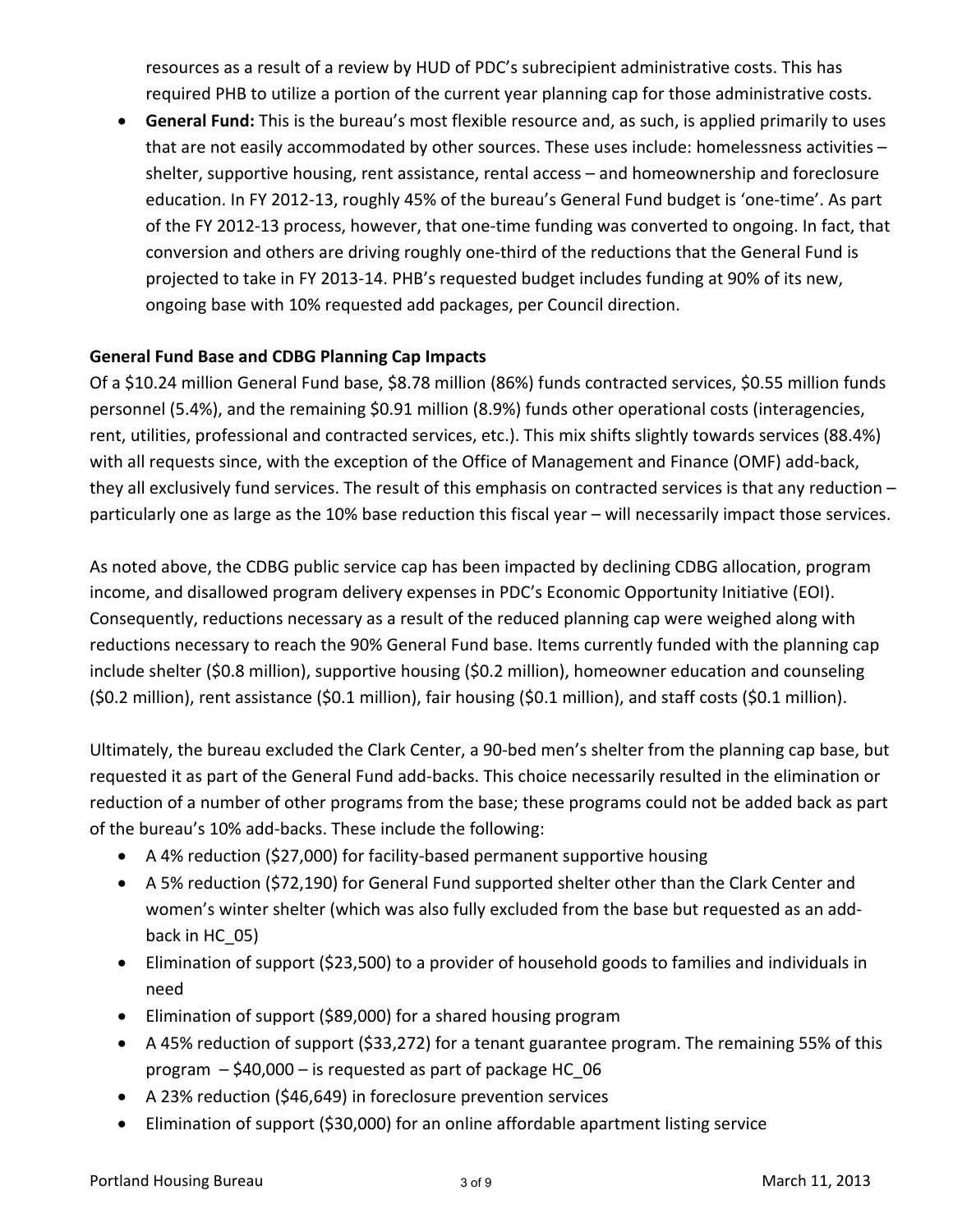resources as a result of a review by HUD of PDC's subrecipient administrative costs. This has required PHB to utilize a portion of the current year planning cap for those administrative costs.

- **General Fund:** This is the bureau's most flexible resource and, as such, is applied primarily to uses that are not easily accommodated by other sources. These uses include: homelessness activities – shelter, supportive housing, rent assistance, rental access – and homeownership and foreclosure education. In FY 2012-13, roughly 45% of the bureau's General Fund budget is 'one-time'. As part of the FY 2012-13 process, however, that one-time funding was converted to ongoing. In fact, that conversion and others are driving roughly one-third of the reductions that the General Fund is projected to take in FY 2013-14. PHB's requested budget includes funding at 90% of its new, ongoing base with 10% requested add packages, per Council direction.

**General Fund Base and CDBG Planning Cap Impacts**

Of a $10.24 million General Fund base, $8.78 million (86%) funds contracted services, $0.55 million funds personnel (5.4%), and the remaining $0.91 million (8.9%) funds other operational costs (interagencies, rent, utilities, professional and contracted services, etc.). This mix shifts slightly towards services (88.4%) with all requests since, with the exception of the Office of Management and Finance (OMF) add-back, they all exclusively fund services. The result of this emphasis on contracted services is that any reduction – particularly one as large as the 10% base reduction this fiscal year – will necessarily impact those services.

As noted above, the CDBG public service cap has been impacted by declining CDBG allocation, program income, and disallowed program delivery expenses in PDC's Economic Opportunity Initiative (EOI). Consequently, reductions necessary as a result of the reduced planning cap were weighed along with reductions necessary to reach the 90% General Fund base. Items currently funded with the planning cap include shelter ($0.8 million), supportive housing ($0.2 million), homeowner education and counseling ($0.2 million), rent assistance ($0.1 million), fair housing ($0.1 million), and staff costs ($0.1 million).

Ultimately, the bureau excluded the Clark Center, a 90-bed men's shelter from the planning cap base, but requested it as part of the General Fund add-backs. This choice necessarily resulted in the elimination or reduction of a number of other programs from the base; these programs could not be added back as part of the bureau's 10% add-backs. These include the following:

- A 4% reduction ($27,000) for facility-based permanent supportive housing
- A 5% reduction ($72,190) for General Fund supported shelter other than the Clark Center and women's winter shelter (which was also fully excluded from the base but requested as an add-back in HC_05)
- Elimination of support ($23,500) to a provider of household goods to families and individuals in need
- Elimination of support ($89,000) for a shared housing program
- A 45% reduction of support ($33,272) for a tenant guarantee program. The remaining 55% of this program – $40,000 – is requested as part of package HC_06
- A 23% reduction ($46,649) in foreclosure prevention services
- Elimination of support ($30,000) for an online affordable apartment listing service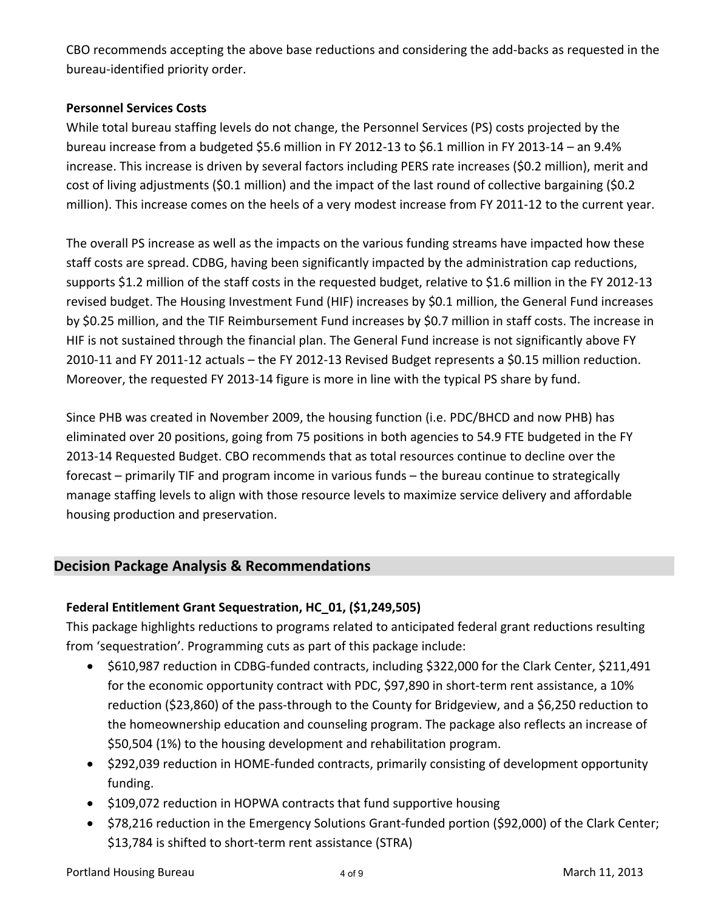CBO recommends accepting the above base reductions and considering the add-backs as requested in the bureau-identified priority order.

**Personnel Services Costs**

While total bureau staffing levels do not change, the Personnel Services (PS) costs projected by the bureau increase from a budgeted $5.6 million in FY 2012-13 to $6.1 million in FY 2013-14 – an 9.4% increase. This increase is driven by several factors including PERS rate increases ($0.2 million), merit and cost of living adjustments ($0.1 million) and the impact of the last round of collective bargaining ($0.2 million). This increase comes on the heels of a very modest increase from FY 2011-12 to the current year.

The overall PS increase as well as the impacts on the various funding streams have impacted how these staff costs are spread. CDBG, having been significantly impacted by the administration cap reductions, supports $1.2 million of the staff costs in the requested budget, relative to $1.6 million in the FY 2012-13 revised budget. The Housing Investment Fund (HIF) increases by $0.1 million, the General Fund increases by $0.25 million, and the TIF Reimbursement Fund increases by $0.7 million in staff costs. The increase in HIF is not sustained through the financial plan. The General Fund increase is not significantly above FY 2010-11 and FY 2011-12 actuals – the FY 2012-13 Revised Budget represents a $0.15 million reduction. Moreover, the requested FY 2013-14 figure is more in line with the typical PS share by fund.

Since PHB was created in November 2009, the housing function (i.e. PDC/BHCD and now PHB) has eliminated over 20 positions, going from 75 positions in both agencies to 54.9 FTE budgeted in the FY 2013-14 Requested Budget. CBO recommends that as total resources continue to decline over the forecast – primarily TIF and program income in various funds – the bureau continue to strategically manage staffing levels to align with those resource levels to maximize service delivery and affordable housing production and preservation.

## Decision Package Analysis & Recommendations

**Federal Entitlement Grant Sequestration, HC_01, ($1,249,505)**

This package highlights reductions to programs related to anticipated federal grant reductions resulting from 'sequestration'. Programming cuts as part of this package include:

- $610,987 reduction in CDBG-funded contracts, including $322,000 for the Clark Center, $211,491 for the economic opportunity contract with PDC, $97,890 in short-term rent assistance, a 10% reduction ($23,860) of the pass-through to the County for Bridgeview, and a $6,250 reduction to the homeownership education and counseling program. The package also reflects an increase of $50,504 (1%) to the housing development and rehabilitation program.
- $292,039 reduction in HOME-funded contracts, primarily consisting of development opportunity funding.
- $109,072 reduction in HOPWA contracts that fund supportive housing
- $78,216 reduction in the Emergency Solutions Grant-funded portion ($92,000) of the Clark Center; $13,784 is shifted to short-term rent assistance (STRA)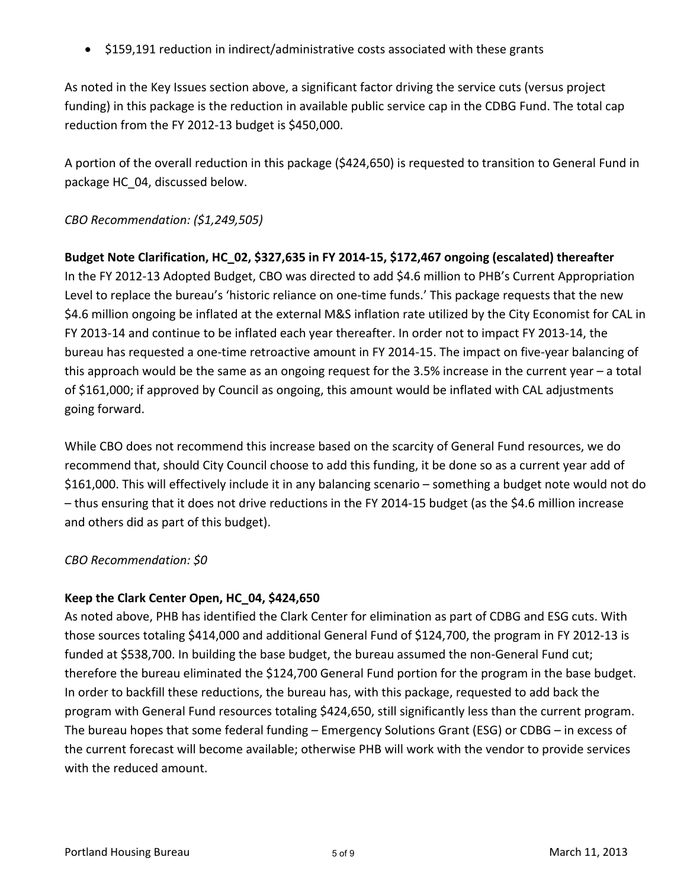- $159,191 reduction in indirect/administrative costs associated with these grants

As noted in the Key Issues section above, a significant factor driving the service cuts (versus project funding) in this package is the reduction in available public service cap in the CDBG Fund. The total cap reduction from the FY 2012-13 budget is $450,000.

A portion of the overall reduction in this package ($424,650) is requested to transition to General Fund in package HC_04, discussed below.

*CBO Recommendation: ($1,249,505)*

**Budget Note Clarification, HC_02, $327,635 in FY 2014-15, $172,467 ongoing (escalated) thereafter**

In the FY 2012-13 Adopted Budget, CBO was directed to add $4.6 million to PHB's Current Appropriation Level to replace the bureau's 'historic reliance on one-time funds.' This package requests that the new $4.6 million ongoing be inflated at the external M&S inflation rate utilized by the City Economist for CAL in FY 2013-14 and continue to be inflated each year thereafter. In order not to impact FY 2013-14, the bureau has requested a one-time retroactive amount in FY 2014-15. The impact on five-year balancing of this approach would be the same as an ongoing request for the 3.5% increase in the current year – a total of $161,000; if approved by Council as ongoing, this amount would be inflated with CAL adjustments going forward.

While CBO does not recommend this increase based on the scarcity of General Fund resources, we do recommend that, should City Council choose to add this funding, it be done so as a current year add of $161,000. This will effectively include it in any balancing scenario – something a budget note would not do – thus ensuring that it does not drive reductions in the FY 2014-15 budget (as the $4.6 million increase and others did as part of this budget).

*CBO Recommendation: $0*

**Keep the Clark Center Open, HC_04, $424,650**

As noted above, PHB has identified the Clark Center for elimination as part of CDBG and ESG cuts. With those sources totaling $414,000 and additional General Fund of $124,700, the program in FY 2012-13 is funded at $538,700. In building the base budget, the bureau assumed the non-General Fund cut; therefore the bureau eliminated the $124,700 General Fund portion for the program in the base budget. In order to backfill these reductions, the bureau has, with this package, requested to add back the program with General Fund resources totaling $424,650, still significantly less than the current program. The bureau hopes that some federal funding – Emergency Solutions Grant (ESG) or CDBG – in excess of the current forecast will become available; otherwise PHB will work with the vendor to provide services with the reduced amount.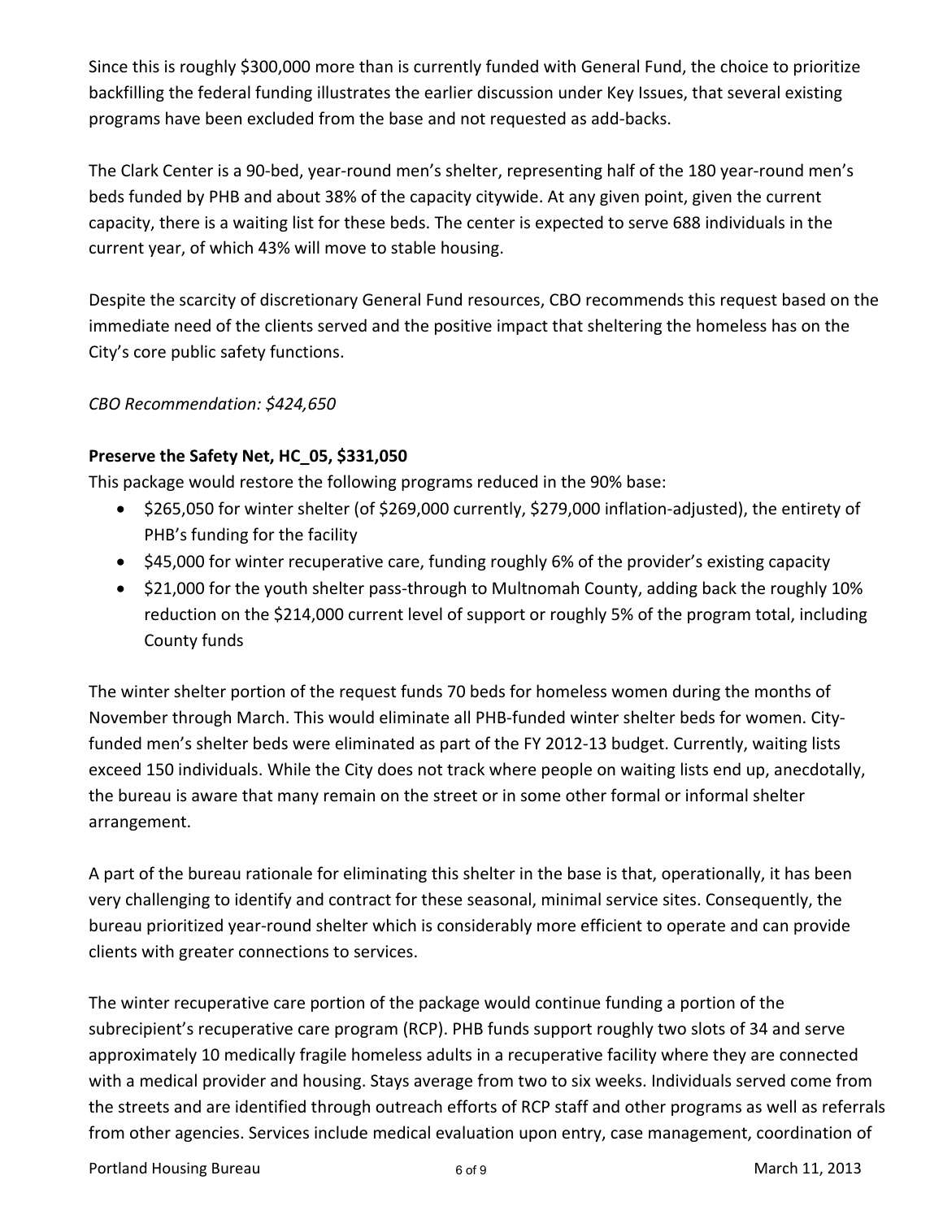Since this is roughly $300,000 more than is currently funded with General Fund, the choice to prioritize backfilling the federal funding illustrates the earlier discussion under Key Issues, that several existing programs have been excluded from the base and not requested as add-backs.

The Clark Center is a 90-bed, year-round men's shelter, representing half of the 180 year-round men's beds funded by PHB and about 38% of the capacity citywide. At any given point, given the current capacity, there is a waiting list for these beds. The center is expected to serve 688 individuals in the current year, of which 43% will move to stable housing.

Despite the scarcity of discretionary General Fund resources, CBO recommends this request based on the immediate need of the clients served and the positive impact that sheltering the homeless has on the City's core public safety functions.

*CBO Recommendation: $424,650*

**Preserve the Safety Net, HC_05, $331,050**

This package would restore the following programs reduced in the 90% base:

- $265,050 for winter shelter (of $269,000 currently, $279,000 inflation-adjusted), the entirety of PHB's funding for the facility
- $45,000 for winter recuperative care, funding roughly 6% of the provider's existing capacity
- $21,000 for the youth shelter pass-through to Multnomah County, adding back the roughly 10% reduction on the $214,000 current level of support or roughly 5% of the program total, including County funds

The winter shelter portion of the request funds 70 beds for homeless women during the months of November through March. This would eliminate all PHB-funded winter shelter beds for women. City-funded men's shelter beds were eliminated as part of the FY 2012-13 budget. Currently, waiting lists exceed 150 individuals. While the City does not track where people on waiting lists end up, anecdotally, the bureau is aware that many remain on the street or in some other formal or informal shelter arrangement.

A part of the bureau rationale for eliminating this shelter in the base is that, operationally, it has been very challenging to identify and contract for these seasonal, minimal service sites. Consequently, the bureau prioritized year-round shelter which is considerably more efficient to operate and can provide clients with greater connections to services.

The winter recuperative care portion of the package would continue funding a portion of the subrecipient's recuperative care program (RCP). PHB funds support roughly two slots of 34 and serve approximately 10 medically fragile homeless adults in a recuperative facility where they are connected with a medical provider and housing. Stays average from two to six weeks. Individuals served come from the streets and are identified through outreach efforts of RCP staff and other programs as well as referrals from other agencies. Services include medical evaluation upon entry, case management, coordination of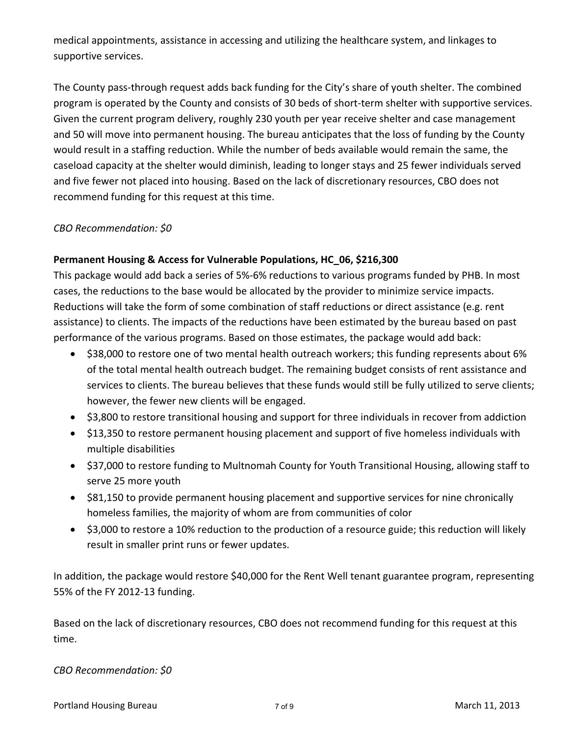medical appointments, assistance in accessing and utilizing the healthcare system, and linkages to supportive services.

The County pass-through request adds back funding for the City's share of youth shelter. The combined program is operated by the County and consists of 30 beds of short-term shelter with supportive services. Given the current program delivery, roughly 230 youth per year receive shelter and case management and 50 will move into permanent housing. The bureau anticipates that the loss of funding by the County would result in a staffing reduction. While the number of beds available would remain the same, the caseload capacity at the shelter would diminish, leading to longer stays and 25 fewer individuals served and five fewer not placed into housing. Based on the lack of discretionary resources, CBO does not recommend funding for this request at this time.

*CBO Recommendation: $0*

**Permanent Housing & Access for Vulnerable Populations, HC_06, $216,300**

This package would add back a series of 5%-6% reductions to various programs funded by PHB. In most cases, the reductions to the base would be allocated by the provider to minimize service impacts. Reductions will take the form of some combination of staff reductions or direct assistance (e.g. rent assistance) to clients. The impacts of the reductions have been estimated by the bureau based on past performance of the various programs. Based on those estimates, the package would add back:

- $38,000 to restore one of two mental health outreach workers; this funding represents about 6% of the total mental health outreach budget. The remaining budget consists of rent assistance and services to clients. The bureau believes that these funds would still be fully utilized to serve clients; however, the fewer new clients will be engaged.
- $3,800 to restore transitional housing and support for three individuals in recover from addiction
- $13,350 to restore permanent housing placement and support of five homeless individuals with multiple disabilities
- $37,000 to restore funding to Multnomah County for Youth Transitional Housing, allowing staff to serve 25 more youth
- $81,150 to provide permanent housing placement and supportive services for nine chronically homeless families, the majority of whom are from communities of color
- $3,000 to restore a 10% reduction to the production of a resource guide; this reduction will likely result in smaller print runs or fewer updates.

In addition, the package would restore $40,000 for the Rent Well tenant guarantee program, representing 55% of the FY 2012-13 funding.

Based on the lack of discretionary resources, CBO does not recommend funding for this request at this time.

*CBO Recommendation: $0*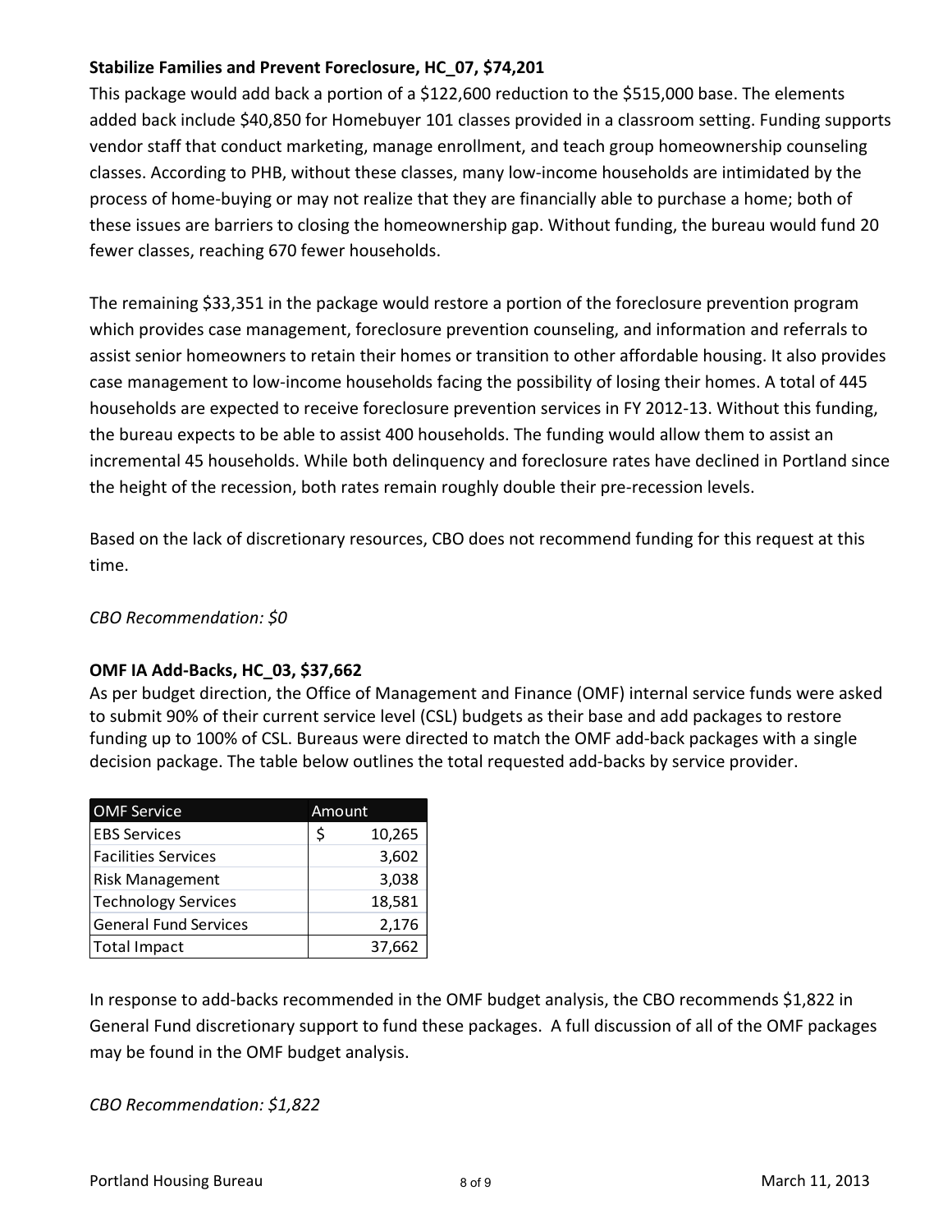**Stabilize Families and Prevent Foreclosure, HC_07, $74,201**

This package would add back a portion of a $122,600 reduction to the $515,000 base. The elements added back include $40,850 for Homebuyer 101 classes provided in a classroom setting. Funding supports vendor staff that conduct marketing, manage enrollment, and teach group homeownership counseling classes. According to PHB, without these classes, many low-income households are intimidated by the process of home-buying or may not realize that they are financially able to purchase a home; both of these issues are barriers to closing the homeownership gap. Without funding, the bureau would fund 20 fewer classes, reaching 670 fewer households.

The remaining $33,351 in the package would restore a portion of the foreclosure prevention program which provides case management, foreclosure prevention counseling, and information and referrals to assist senior homeowners to retain their homes or transition to other affordable housing. It also provides case management to low-income households facing the possibility of losing their homes. A total of 445 households are expected to receive foreclosure prevention services in FY 2012-13. Without this funding, the bureau expects to be able to assist 400 households. The funding would allow them to assist an incremental 45 households. While both delinquency and foreclosure rates have declined in Portland since the height of the recession, both rates remain roughly double their pre-recession levels.

Based on the lack of discretionary resources, CBO does not recommend funding for this request at this time.

*CBO Recommendation: $0*

**OMF IA Add-Backs, HC_03, $37,662**

As per budget direction, the Office of Management and Finance (OMF) internal service funds were asked to submit 90% of their current service level (CSL) budgets as their base and add packages to restore funding up to 100% of CSL. Bureaus were directed to match the OMF add-back packages with a single decision package. The table below outlines the total requested add-backs by service provider.

| OMF Service | Amount |
|---|---|
| EBS Services | $ 10,265 |
| Facilities Services | 3,602 |
| Risk Management | 3,038 |
| Technology Services | 18,581 |
| General Fund Services | 2,176 |
| Total Impact | 37,662 |

In response to add-backs recommended in the OMF budget analysis, the CBO recommends $1,822 in General Fund discretionary support to fund these packages. A full discussion of all of the OMF packages may be found in the OMF budget analysis.

*CBO Recommendation: $1,822*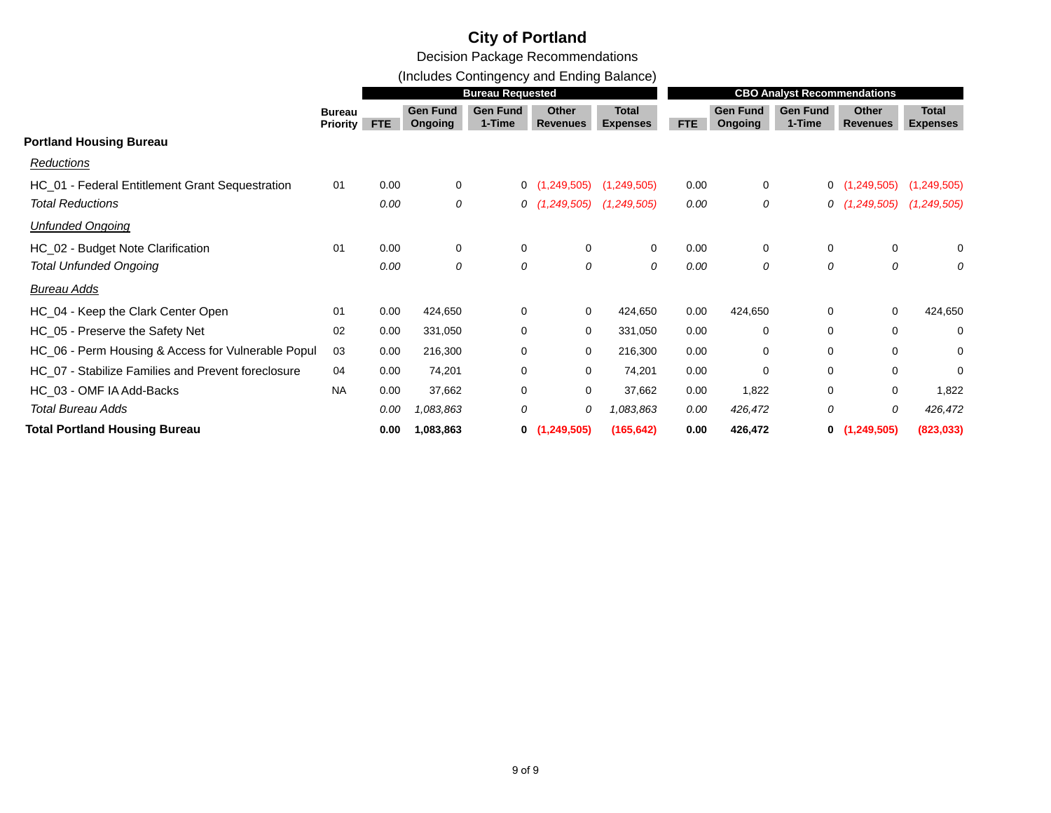# City of Portland

Decision Package Recommendations

(Includes Contingency and Ending Balance)

| | Bureau Priority | Bureau Requested | | | | | CBO Analyst Recommendations | | | | |
|---|---|---|---|---|---|---|---|---|---|---|---|
| | | FTE | Gen Fund Ongoing | Gen Fund 1-Time | Other Revenues | Total Expenses | FTE | Gen Fund Ongoing | Gen Fund 1-Time | Other Revenues | Total Expenses |
| **Portland Housing Bureau** | | | | | | | | | | | |
| *Reductions* | | | | | | | | | | | |
| HC_01 - Federal Entitlement Grant Sequestration | 01 | 0.00 | 0 | 0 | (1,249,505) | (1,249,505) | 0.00 | 0 | 0 | (1,249,505) | (1,249,505) |
| *Total Reductions* | | *0.00* | *0* | *0* | *(1,249,505)* | *(1,249,505)* | *0.00* | *0* | *0* | *(1,249,505)* | *(1,249,505)* |
| *Unfunded Ongoing* | | | | | | | | | | | |
| HC_02 - Budget Note Clarification | 01 | 0.00 | 0 | 0 | 0 | 0 | 0.00 | 0 | 0 | 0 | 0 |
| *Total Unfunded Ongoing* | | *0.00* | *0* | *0* | *0* | *0* | *0.00* | *0* | *0* | *0* | *0* |
| *Bureau Adds* | | | | | | | | | | | |
| HC_04 - Keep the Clark Center Open | 01 | 0.00 | 424,650 | 0 | 0 | 424,650 | 0.00 | 424,650 | 0 | 0 | 424,650 |
| HC_05 - Preserve the Safety Net | 02 | 0.00 | 331,050 | 0 | 0 | 331,050 | 0.00 | 0 | 0 | 0 | 0 |
| HC_06 - Perm Housing & Access for Vulnerable Popul | 03 | 0.00 | 216,300 | 0 | 0 | 216,300 | 0.00 | 0 | 0 | 0 | 0 |
| HC_07 - Stabilize Families and Prevent foreclosure | 04 | 0.00 | 74,201 | 0 | 0 | 74,201 | 0.00 | 0 | 0 | 0 | 0 |
| HC_03 - OMF IA Add-Backs | NA | 0.00 | 37,662 | 0 | 0 | 37,662 | 0.00 | 1,822 | 0 | 0 | 1,822 |
| *Total Bureau Adds* | | *0.00* | *1,083,863* | *0* | *0* | *1,083,863* | *0.00* | *426,472* | *0* | *0* | *426,472* |
| **Total Portland Housing Bureau** | | **0.00** | **1,083,863** | **0** | **(1,249,505)** | **(165,642)** | **0.00** | **426,472** | **0** | **(1,249,505)** | **(823,033)** |